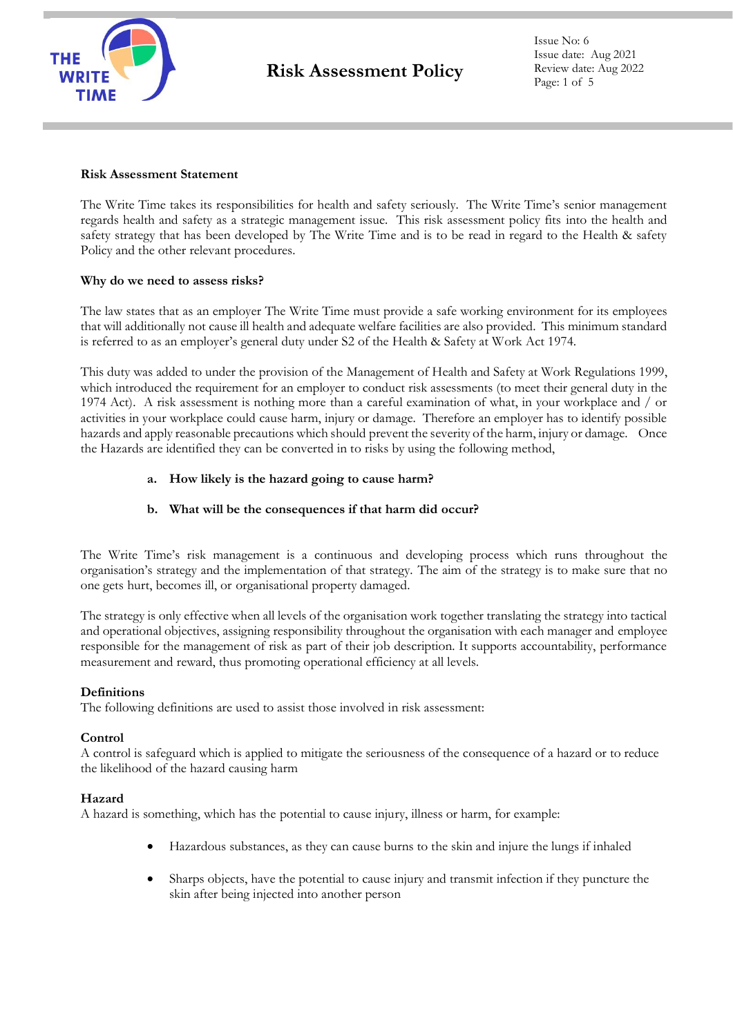# Risk Assessment Policy

Issue No: 6
Issue date: Aug 2021
Review date: Aug 2022

**Risk Assessment Statement**

The Write Time takes its responsibilities for health and safety seriously. The Write Time's senior management regards health and safety as a strategic management issue. This risk assessment policy fits into the health and safety strategy that has been developed by The Write Time and is to be read in regard to the Health & safety Policy and the other relevant procedures.

**Why do we need to assess risks?**

The law states that as an employer The Write Time must provide a safe working environment for its employees that will additionally not cause ill health and adequate welfare facilities are also provided. This minimum standard is referred to as an employer's general duty under S2 of the Health & Safety at Work Act 1974.

This duty was added to under the provision of the Management of Health and Safety at Work Regulations 1999, which introduced the requirement for an employer to conduct risk assessments (to meet their general duty in the 1974 Act). A risk assessment is nothing more than a careful examination of what, in your workplace and / or activities in your workplace could cause harm, injury or damage. Therefore an employer has to identify possible hazards and apply reasonable precautions which should prevent the severity of the harm, injury or damage. Once the Hazards are identified they can be converted in to risks by using the following method,

a. **How likely is the hazard going to cause harm?**

b. **What will be the consequences if that harm did occur?**

The Write Time's risk management is a continuous and developing process which runs throughout the organisation's strategy and the implementation of that strategy. The aim of the strategy is to make sure that no one gets hurt, becomes ill, or organisational property damaged.

The strategy is only effective when all levels of the organisation work together translating the strategy into tactical and operational objectives, assigning responsibility throughout the organisation with each manager and employee responsible for the management of risk as part of their job description. It supports accountability, performance measurement and reward, thus promoting operational efficiency at all levels.

**Definitions**

The following definitions are used to assist those involved in risk assessment:

**Control**

A control is safeguard which is applied to mitigate the seriousness of the consequence of a hazard or to reduce the likelihood of the hazard causing harm

**Hazard**

A hazard is something, which has the potential to cause injury, illness or harm, for example:

- Hazardous substances, as they can cause burns to the skin and injure the lungs if inhaled
- Sharps objects, have the potential to cause injury and transmit infection if they puncture the skin after being injected into another person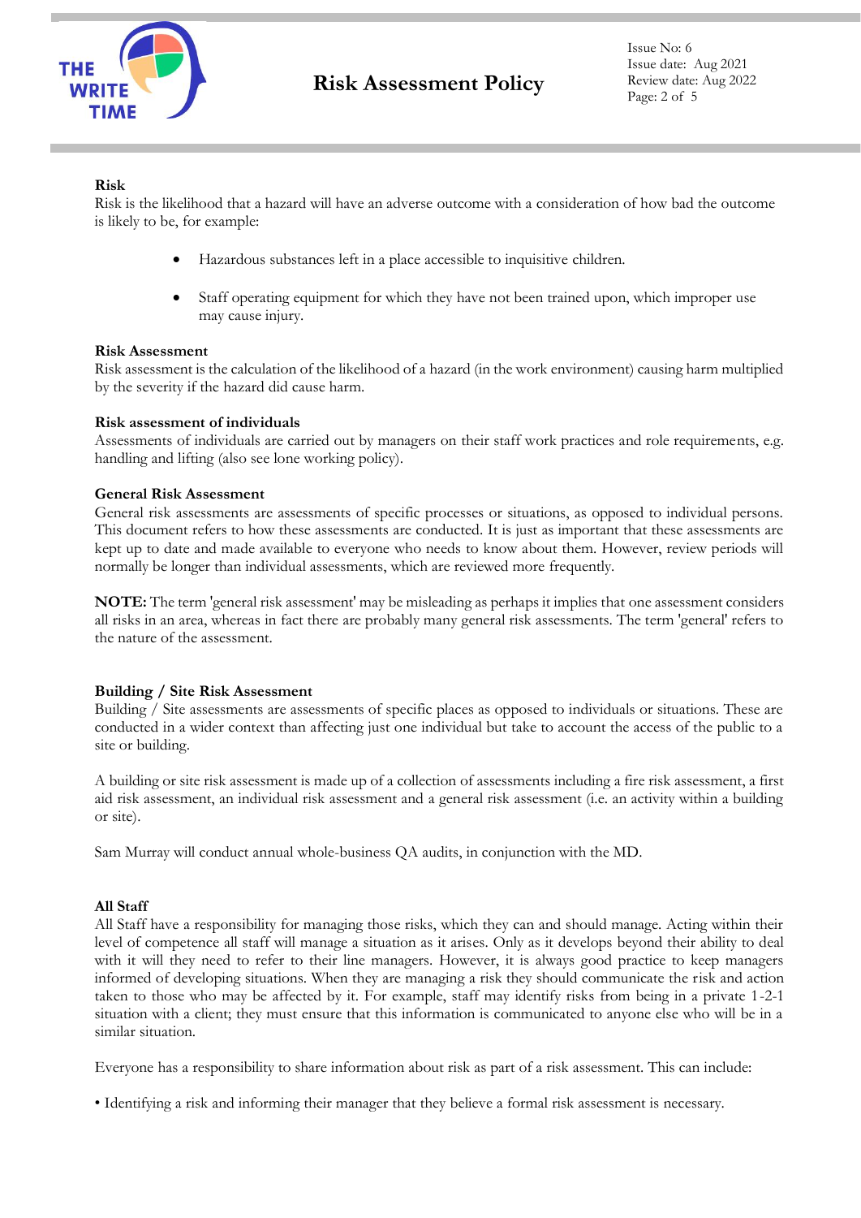**Risk**

Risk is the likelihood that a hazard will have an adverse outcome with a consideration of how bad the outcome is likely to be, for example:

- Hazardous substances left in a place accessible to inquisitive children.
- Staff operating equipment for which they have not been trained upon, which improper use may cause injury.

**Risk Assessment**

Risk assessment is the calculation of the likelihood of a hazard (in the work environment) causing harm multiplied by the severity if the hazard did cause harm.

**Risk assessment of individuals**

Assessments of individuals are carried out by managers on their staff work practices and role requirements, e.g. handling and lifting (also see lone working policy).

**General Risk Assessment**

General risk assessments are assessments of specific processes or situations, as opposed to individual persons. This document refers to how these assessments are conducted. It is just as important that these assessments are kept up to date and made available to everyone who needs to know about them. However, review periods will normally be longer than individual assessments, which are reviewed more frequently.

**NOTE:** The term 'general risk assessment' may be misleading as perhaps it implies that one assessment considers all risks in an area, whereas in fact there are probably many general risk assessments. The term 'general' refers to the nature of the assessment.

**Building / Site Risk Assessment**

Building / Site assessments are assessments of specific places as opposed to individuals or situations. These are conducted in a wider context than affecting just one individual but take to account the access of the public to a site or building.

A building or site risk assessment is made up of a collection of assessments including a fire risk assessment, a first aid risk assessment, an individual risk assessment and a general risk assessment (i.e. an activity within a building or site).

Sam Murray will conduct annual whole-business QA audits, in conjunction with the MD.

**All Staff**

All Staff have a responsibility for managing those risks, which they can and should manage. Acting within their level of competence all staff will manage a situation as it arises. Only as it develops beyond their ability to deal with it will they need to refer to their line managers. However, it is always good practice to keep managers informed of developing situations. When they are managing a risk they should communicate the risk and action taken to those who may be affected by it. For example, staff may identify risks from being in a private 1-2-1 situation with a client; they must ensure that this information is communicated to anyone else who will be in a similar situation.

Everyone has a responsibility to share information about risk as part of a risk assessment. This can include:

- Identifying a risk and informing their manager that they believe a formal risk assessment is necessary.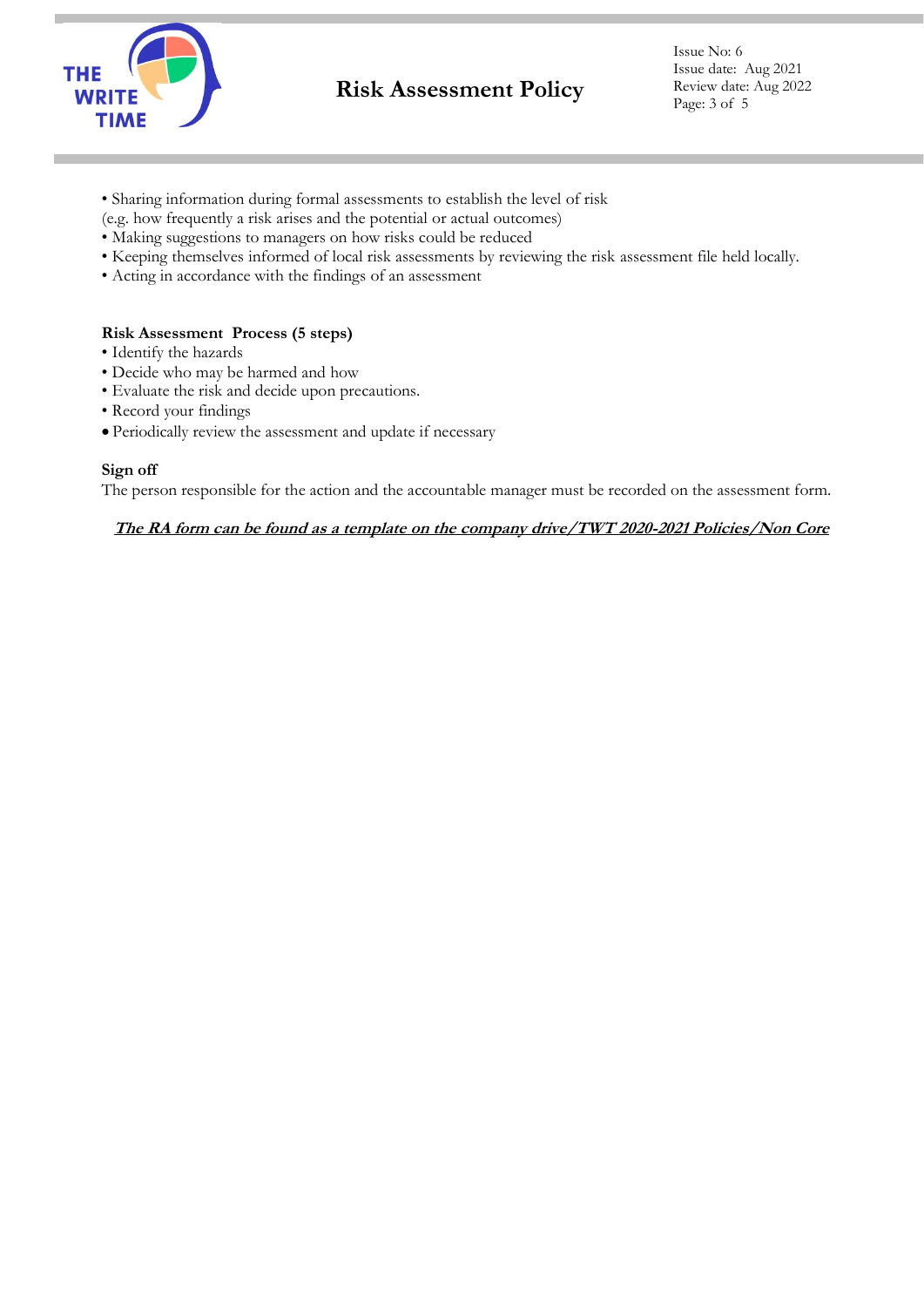- Sharing information during formal assessments to establish the level of risk (e.g. how frequently a risk arises and the potential or actual outcomes)
- Making suggestions to managers on how risks could be reduced
- Keeping themselves informed of local risk assessments by reviewing the risk assessment file held locally.
- Acting in accordance with the findings of an assessment

**Risk Assessment Process (5 steps)**

- Identify the hazards
- Decide who may be harmed and how
- Evaluate the risk and decide upon precautions.
- Record your findings
- Periodically review the assessment and update if necessary

**Sign off**

The person responsible for the action and the accountable manager must be recorded on the assessment form.

***The RA form can be found as a template on the company drive/TWT 2020-2021 Policies/Non Core***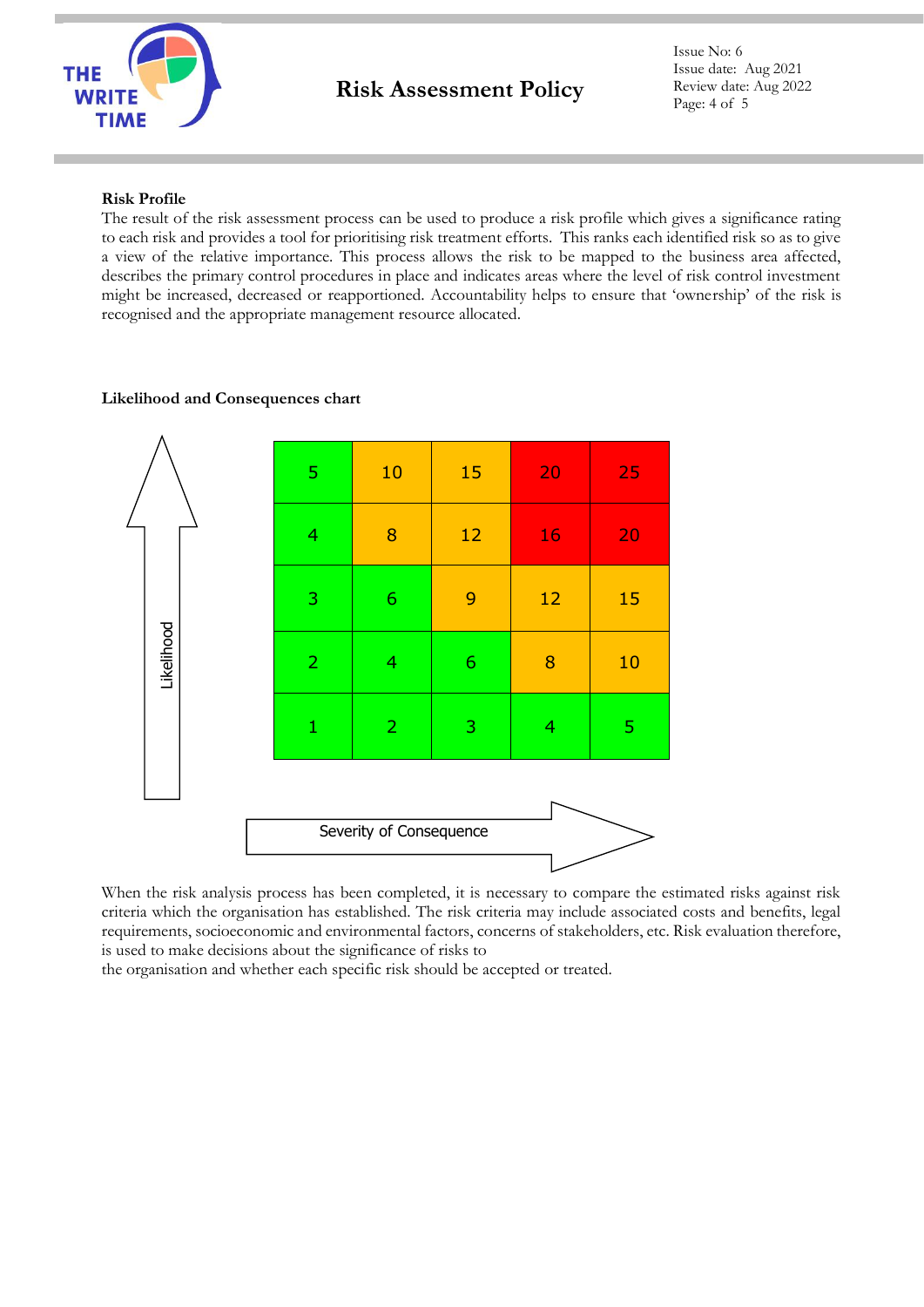**Risk Profile**

The result of the risk assessment process can be used to produce a risk profile which gives a significance rating to each risk and provides a tool for prioritising risk treatment efforts. This ranks each identified risk so as to give a view of the relative importance. This process allows the risk to be mapped to the business area affected, describes the primary control procedures in place and indicates areas where the level of risk control investment might be increased, decreased or reapportioned. Accountability helps to ensure that 'ownership' of the risk is recognised and the appropriate management resource allocated.

**Likelihood and Consequences chart**

| Likelihood ↑ | | | | |
|---|---|---|---|---|
| 5 | 10 | 15 | 20 | 25 |
| 4 | 8 | 12 | 16 | 20 |
| 3 | 6 | 9 | 12 | 15 |
| 2 | 4 | 6 | 8 | 10 |
| 1 | 2 | 3 | 4 | 5 |

Severity of Consequence →

When the risk analysis process has been completed, it is necessary to compare the estimated risks against risk criteria which the organisation has established. The risk criteria may include associated costs and benefits, legal requirements, socioeconomic and environmental factors, concerns of stakeholders, etc. Risk evaluation therefore, is used to make decisions about the significance of risks to
the organisation and whether each specific risk should be accepted or treated.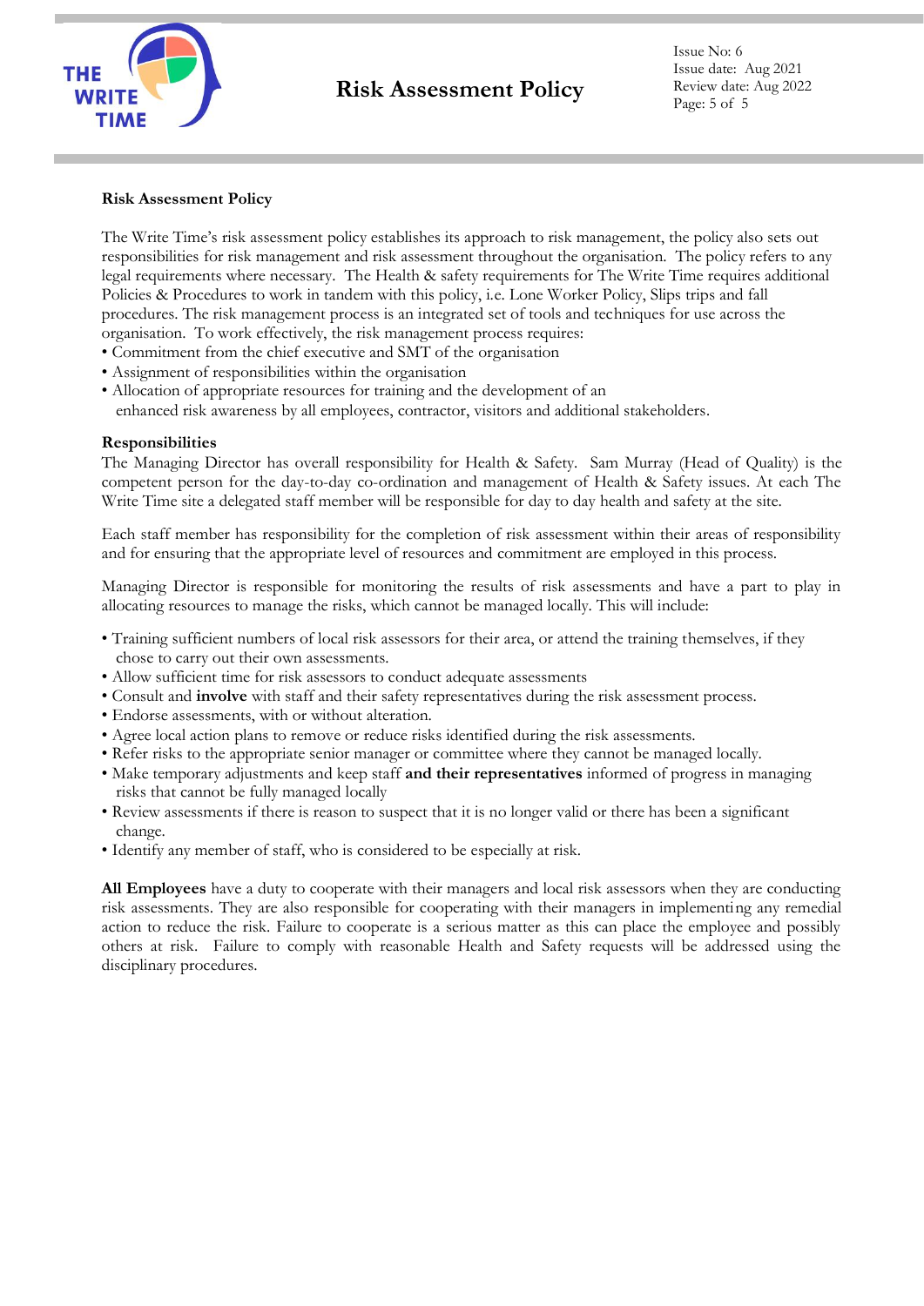## Risk Assessment Policy

The Write Time's risk assessment policy establishes its approach to risk management, the policy also sets out responsibilities for risk management and risk assessment throughout the organisation. The policy refers to any legal requirements where necessary. The Health & safety requirements for The Write Time requires additional Policies & Procedures to work in tandem with this policy, i.e. Lone Worker Policy, Slips trips and fall procedures. The risk management process is an integrated set of tools and techniques for use across the organisation. To work effectively, the risk management process requires:

- Commitment from the chief executive and SMT of the organisation
- Assignment of responsibilities within the organisation
- Allocation of appropriate resources for training and the development of an enhanced risk awareness by all employees, contractor, visitors and additional stakeholders.

### Responsibilities

The Managing Director has overall responsibility for Health & Safety. Sam Murray (Head of Quality) is the competent person for the day-to-day co-ordination and management of Health & Safety issues. At each The Write Time site a delegated staff member will be responsible for day to day health and safety at the site.

Each staff member has responsibility for the completion of risk assessment within their areas of responsibility and for ensuring that the appropriate level of resources and commitment are employed in this process.

Managing Director is responsible for monitoring the results of risk assessments and have a part to play in allocating resources to manage the risks, which cannot be managed locally. This will include:

- Training sufficient numbers of local risk assessors for their area, or attend the training themselves, if they chose to carry out their own assessments.
- Allow sufficient time for risk assessors to conduct adequate assessments
- Consult and **involve** with staff and their safety representatives during the risk assessment process.
- Endorse assessments, with or without alteration.
- Agree local action plans to remove or reduce risks identified during the risk assessments.
- Refer risks to the appropriate senior manager or committee where they cannot be managed locally.
- Make temporary adjustments and keep staff **and their representatives** informed of progress in managing risks that cannot be fully managed locally
- Review assessments if there is reason to suspect that it is no longer valid or there has been a significant change.
- Identify any member of staff, who is considered to be especially at risk.

**All Employees** have a duty to cooperate with their managers and local risk assessors when they are conducting risk assessments. They are also responsible for cooperating with their managers in implementing any remedial action to reduce the risk. Failure to cooperate is a serious matter as this can place the employee and possibly others at risk. Failure to comply with reasonable Health and Safety requests will be addressed using the disciplinary procedures.